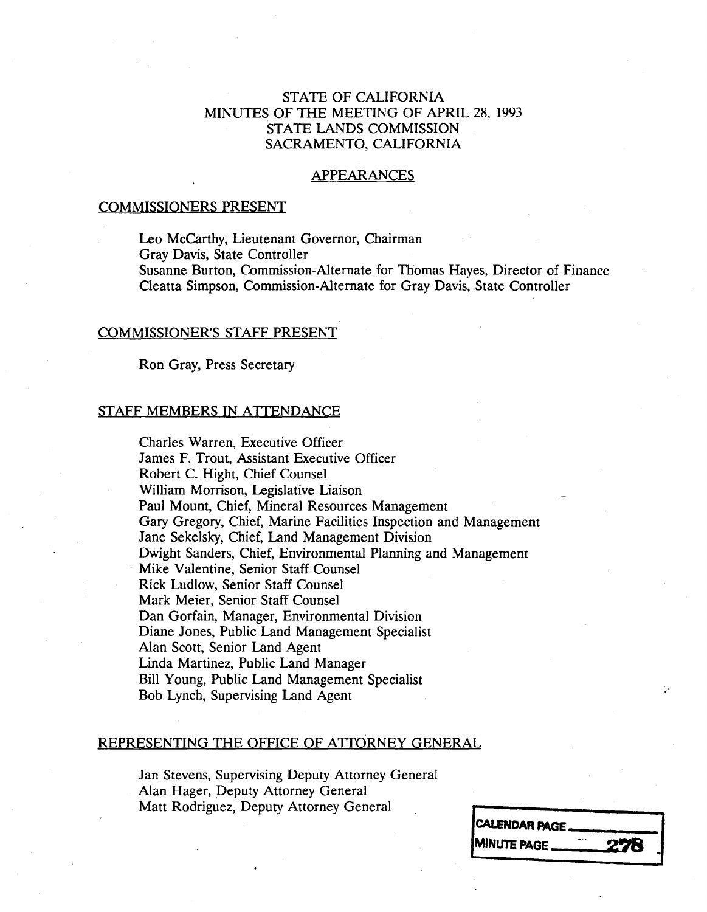# STATE OF CALIFORNIA
## MINUTES OF THE MEETING OF APRIL 28, 1993
## STATE LANDS COMMISSION
## SACRAMENTO, CALIFORNIA

### APPEARANCES

#### COMMISSIONERS PRESENT

Leo McCarthy, Lieutenant Governor, Chairman
Gray Davis, State Controller
Susanne Burton, Commission-Alternate for Thomas Hayes, Director of Finance
Cleatta Simpson, Commission-Alternate for Gray Davis, State Controller

#### COMMISSIONER'S STAFF PRESENT

Ron Gray, Press Secretary

#### STAFF MEMBERS IN ATTENDANCE

Charles Warren, Executive Officer
James F. Trout, Assistant Executive Officer
Robert C. Hight, Chief Counsel
William Morrison, Legislative Liaison
Paul Mount, Chief, Mineral Resources Management
Gary Gregory, Chief, Marine Facilities Inspection and Management
Jane Sekelsky, Chief, Land Management Division
Dwight Sanders, Chief, Environmental Planning and Management
Mike Valentine, Senior Staff Counsel
Rick Ludlow, Senior Staff Counsel
Mark Meier, Senior Staff Counsel
Dan Gorfain, Manager, Environmental Division
Diane Jones, Public Land Management Specialist
Alan Scott, Senior Land Agent
Linda Martinez, Public Land Manager
Bill Young, Public Land Management Specialist
Bob Lynch, Supervising Land Agent

#### REPRESENTING THE OFFICE OF ATTORNEY GENERAL

Jan Stevens, Supervising Deputy Attorney General
Alan Hager, Deputy Attorney General
Matt Rodriguez, Deputy Attorney General

CALENDAR PAGE
MINUTE PAGE 278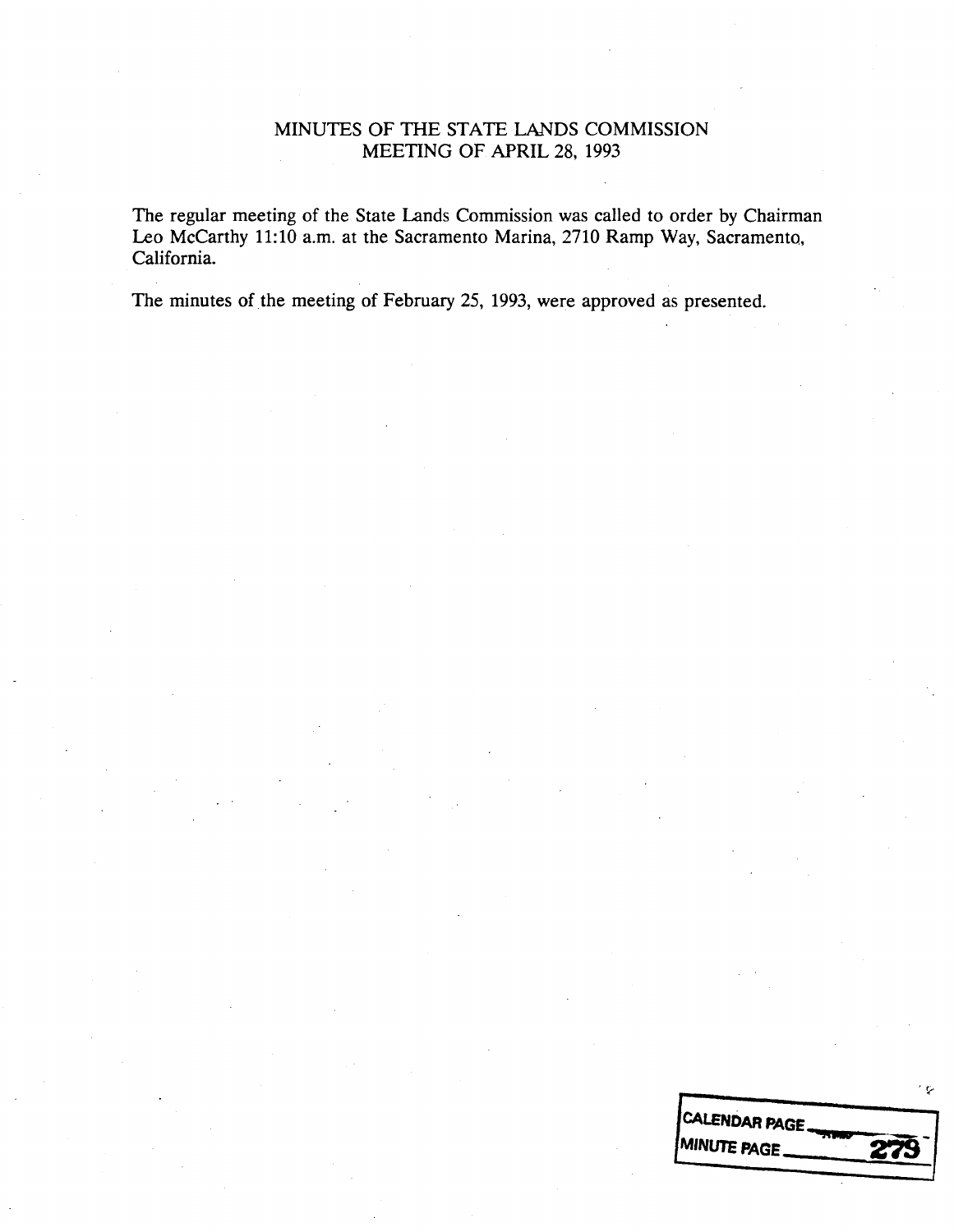# MINUTES OF THE STATE LANDS COMMISSION
## MEETING OF APRIL 28, 1993

The regular meeting of the State Lands Commission was called to order by Chairman Leo McCarthy 11:10 a.m. at the Sacramento Marina, 2710 Ramp Way, Sacramento, California.

The minutes of the meeting of February 25, 1993, were approved as presented.

CALENDAR PAGE
MINUTE PAGE 279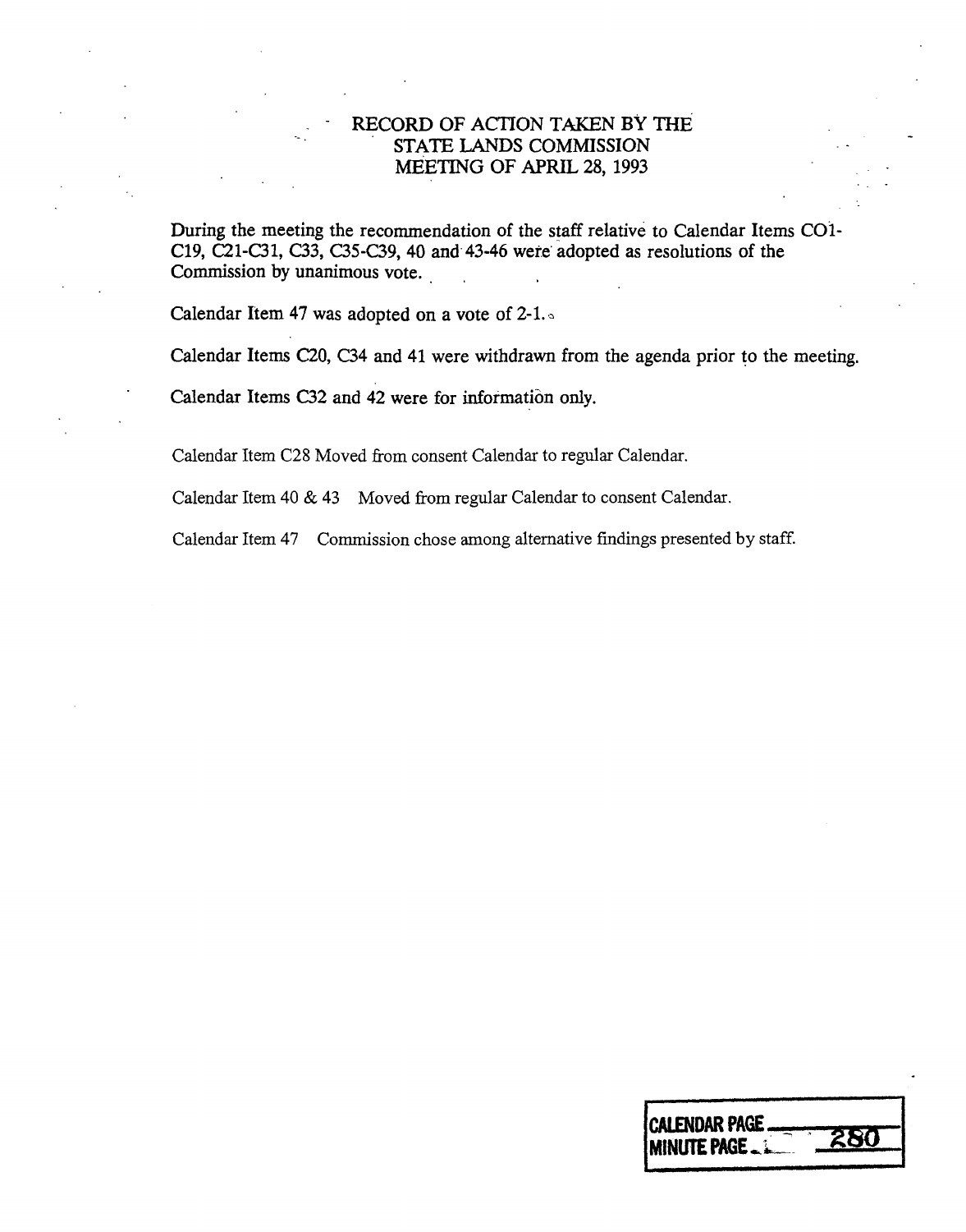# RECORD OF ACTION TAKEN BY THE STATE LANDS COMMISSION MEETING OF APRIL 28, 1993

During the meeting the recommendation of the staff relative to Calendar Items C01-C19, C21-C31, C33, C35-C39, 40 and 43-46 were adopted as resolutions of the Commission by unanimous vote.

Calendar Item 47 was adopted on a vote of 2-1.

Calendar Items C20, C34 and 41 were withdrawn from the agenda prior to the meeting.

Calendar Items C32 and 42 were for information only.

Calendar Item C28 Moved from consent Calendar to regular Calendar.

Calendar Item 40 & 43 Moved from regular Calendar to consent Calendar.

Calendar Item 47 Commission chose among alternative findings presented by staff.

CALENDAR PAGE ____
MINUTE PAGE 280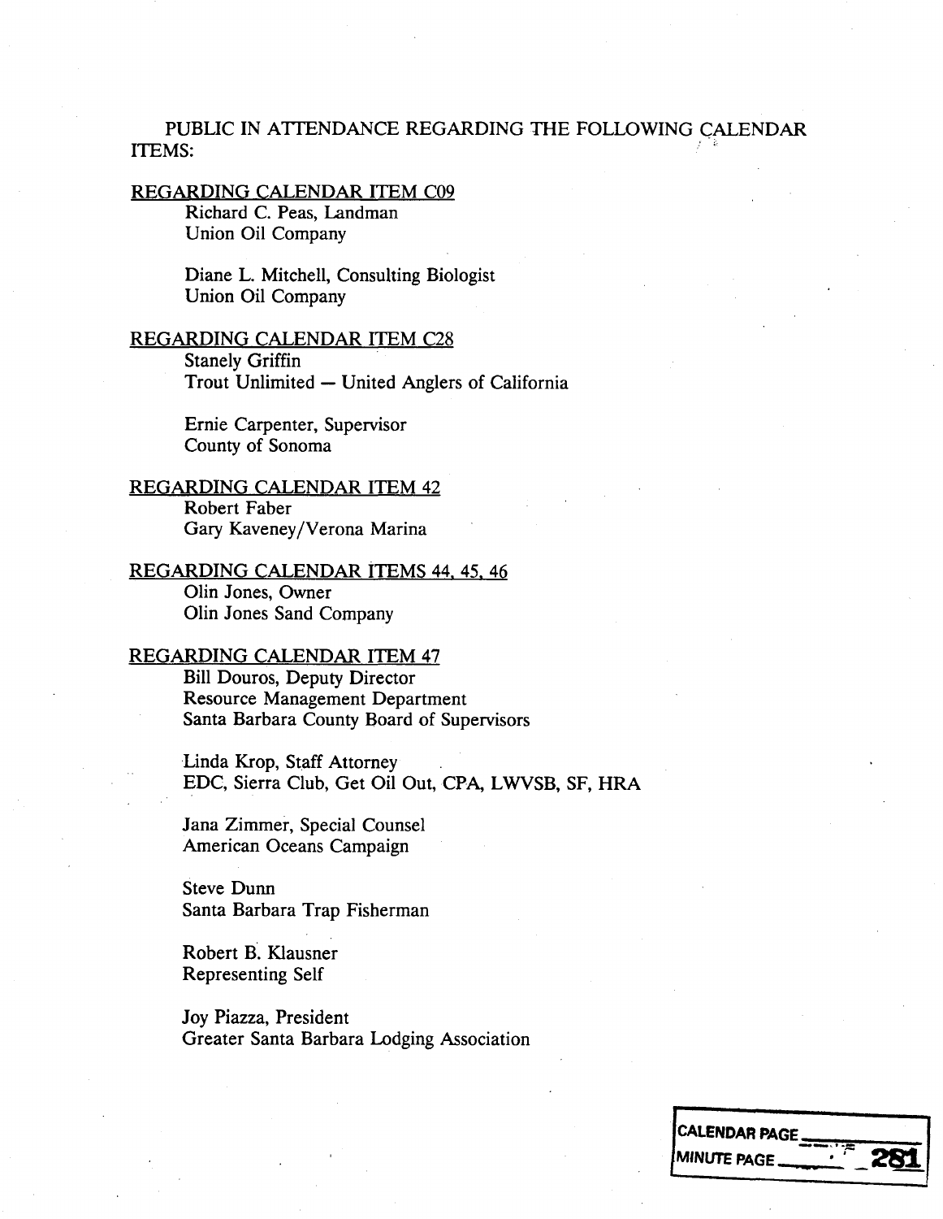PUBLIC IN ATTENDANCE REGARDING THE FOLLOWING CALENDAR ITEMS:

REGARDING CALENDAR ITEM C09

Richard C. Peas, Landman
Union Oil Company

Diane L. Mitchell, Consulting Biologist
Union Oil Company

REGARDING CALENDAR ITEM C28

Stanely Griffin
Trout Unlimited — United Anglers of California

Ernie Carpenter, Supervisor
County of Sonoma

REGARDING CALENDAR ITEM 42

Robert Faber
Gary Kaveney/Verona Marina

REGARDING CALENDAR ITEMS 44, 45, 46

Olin Jones, Owner
Olin Jones Sand Company

REGARDING CALENDAR ITEM 47

Bill Douros, Deputy Director
Resource Management Department
Santa Barbara County Board of Supervisors

Linda Krop, Staff Attorney
EDC, Sierra Club, Get Oil Out, CPA, LWVSB, SF, HRA

Jana Zimmer, Special Counsel
American Oceans Campaign

Steve Dunn
Santa Barbara Trap Fisherman

Robert B. Klausner
Representing Self

Joy Piazza, President
Greater Santa Barbara Lodging Association

CALENDAR PAGE

MINUTE PAGE 281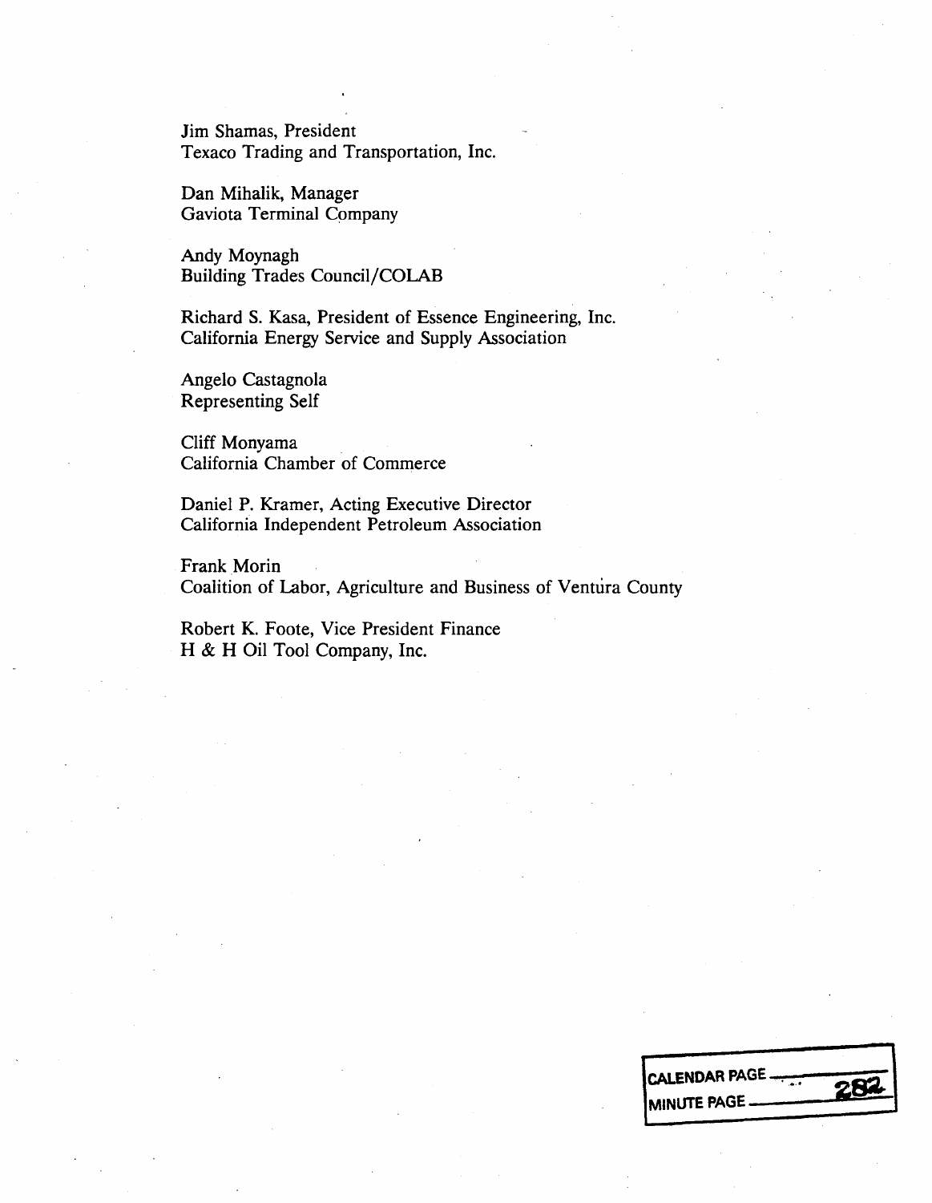Jim Shamas, President
Texaco Trading and Transportation, Inc.

Dan Mihalik, Manager
Gaviota Terminal Company

Andy Moynagh
Building Trades Council/COLAB

Richard S. Kasa, President of Essence Engineering, Inc.
California Energy Service and Supply Association

Angelo Castagnola
Representing Self

Cliff Monyama
California Chamber of Commerce

Daniel P. Kramer, Acting Executive Director
California Independent Petroleum Association

Frank Morin
Coalition of Labor, Agriculture and Business of Ventura County

Robert K. Foote, Vice President Finance
H & H Oil Tool Company, Inc.

CALENDAR PAGE
MINUTE PAGE 282